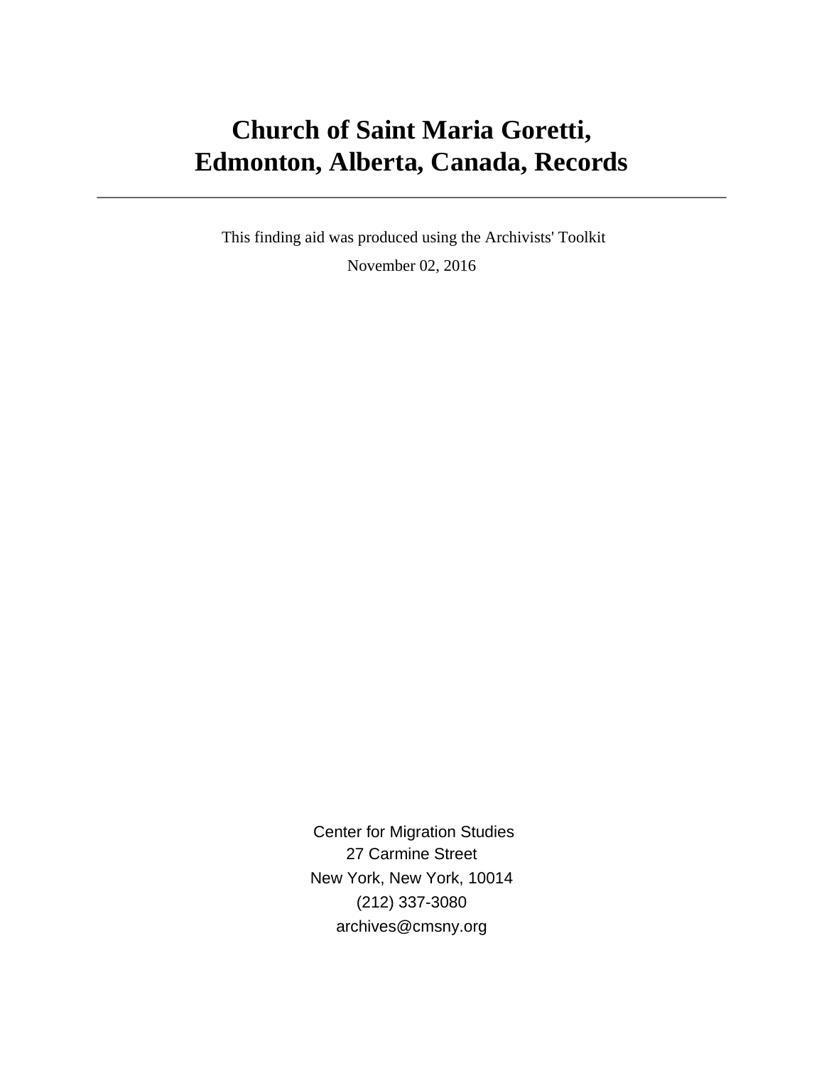# Church of Saint Maria Goretti, Edmonton, Alberta, Canada, Records

---

This finding aid was produced using the Archivists' Toolkit

November 02, 2016

Center for Migration Studies
27 Carmine Street
New York, New York, 10014
(212) 337-3080
archives@cmsny.org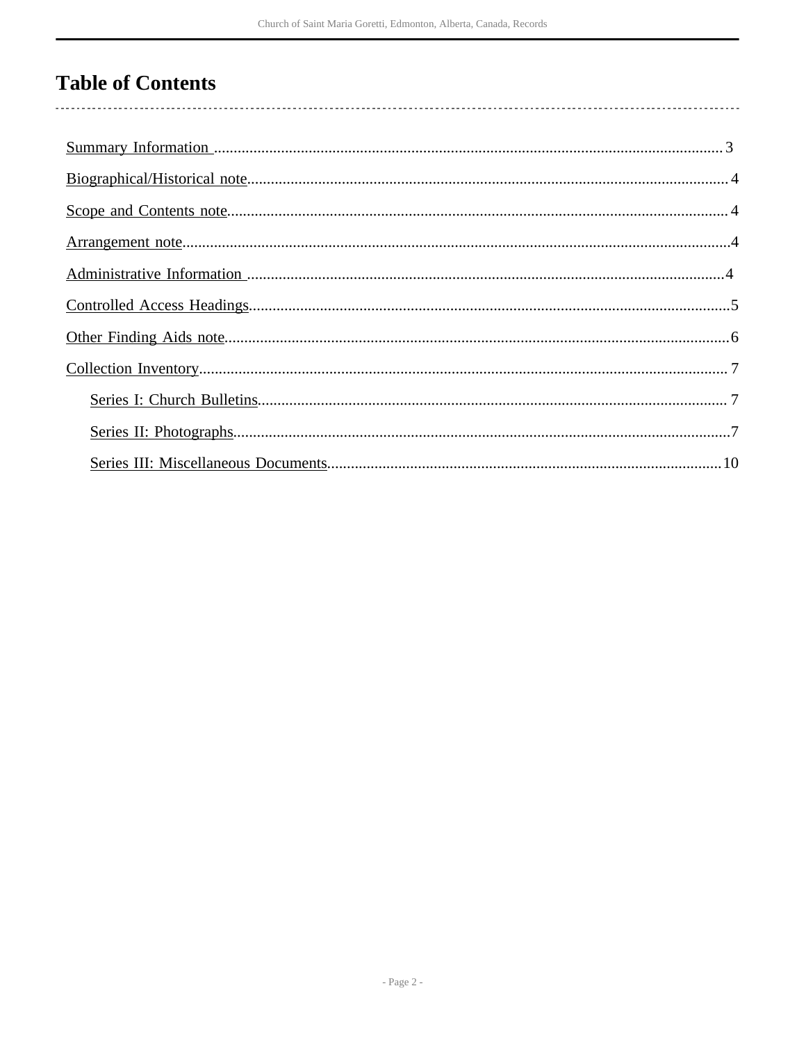# Table of Contents

- Summary Information ....................................................... 3
- Biographical/Historical note ............................................ 4
- Scope and Contents note ................................................. 4
- Arrangement note ........................................................... 4
- Administrative Information .............................................. 4
- Controlled Access Headings .............................................. 5
- Other Finding Aids note .................................................. 6
- Collection Inventory ...................................................... 7
  - Series I: Church Bulletins ........................................... 7
  - Series II: Photographs ............................................... 7
  - Series III: Miscellaneous Documents ............................ 10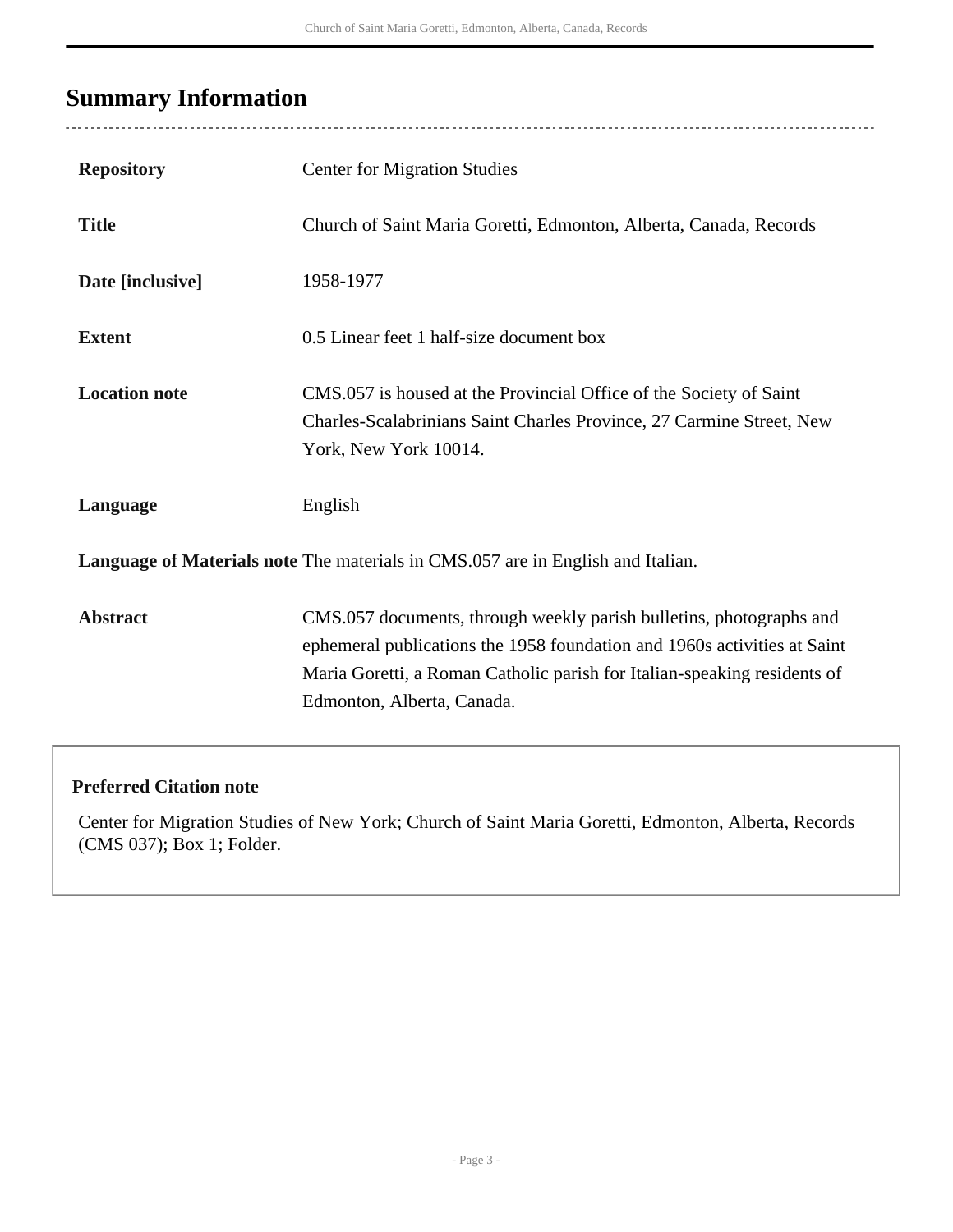## Summary Information

| | |
|---|---|
| **Repository** | Center for Migration Studies |
| **Title** | Church of Saint Maria Goretti, Edmonton, Alberta, Canada, Records |
| **Date [inclusive]** | 1958-1977 |
| **Extent** | 0.5 Linear feet 1 half-size document box |
| **Location note** | CMS.057 is housed at the Provincial Office of the Society of Saint Charles-Scalabrinians Saint Charles Province, 27 Carmine Street, New York, New York 10014. |
| **Language** | English |
| **Language of Materials note** | The materials in CMS.057 are in English and Italian. |
| **Abstract** | CMS.057 documents, through weekly parish bulletins, photographs and ephemeral publications the 1958 foundation and 1960s activities at Saint Maria Goretti, a Roman Catholic parish for Italian-speaking residents of Edmonton, Alberta, Canada. |

**Preferred Citation note**

Center for Migration Studies of New York; Church of Saint Maria Goretti, Edmonton, Alberta, Records (CMS 037); Box 1; Folder.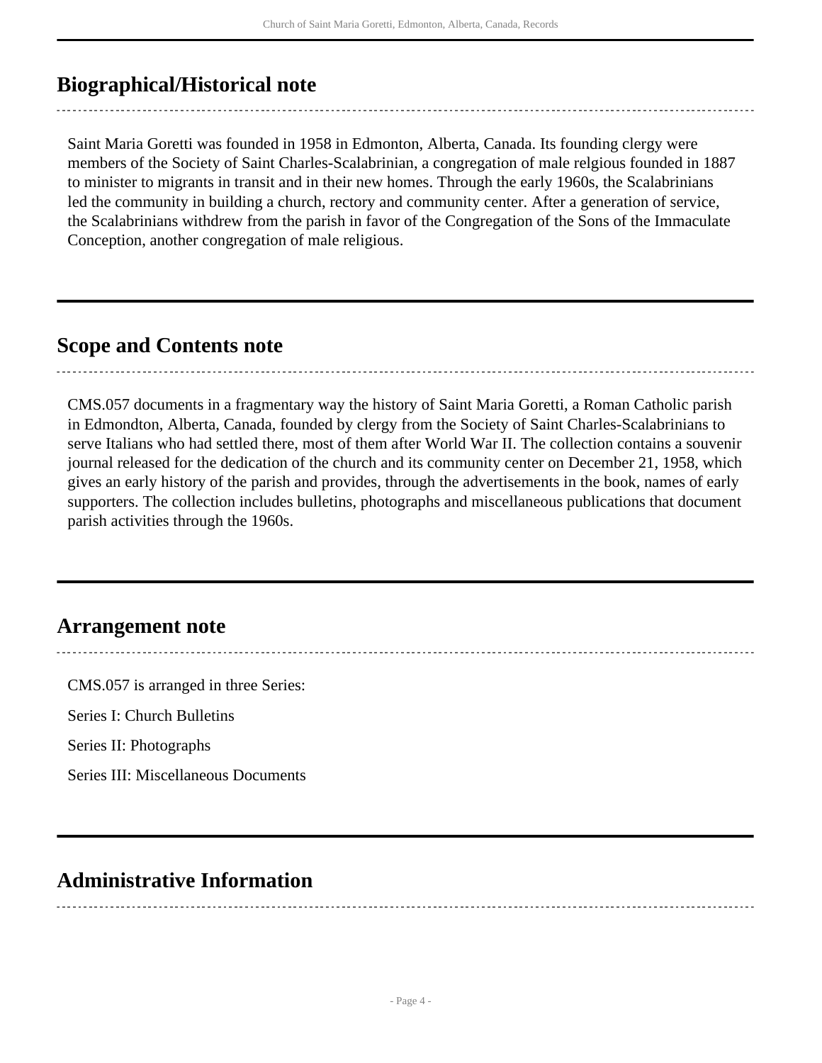## Biographical/Historical note

Saint Maria Goretti was founded in 1958 in Edmonton, Alberta, Canada. Its founding clergy were members of the Society of Saint Charles-Scalabrinian, a congregation of male relgious founded in 1887 to minister to migrants in transit and in their new homes. Through the early 1960s, the Scalabrinians led the community in building a church, rectory and community center. After a generation of service, the Scalabrinians withdrew from the parish in favor of the Congregation of the Sons of the Immaculate Conception, another congregation of male religious.

## Scope and Contents note

CMS.057 documents in a fragmentary way the history of Saint Maria Goretti, a Roman Catholic parish in Edmondton, Alberta, Canada, founded by clergy from the Society of Saint Charles-Scalabrinians to serve Italians who had settled there, most of them after World War II. The collection contains a souvenir journal released for the dedication of the church and its community center on December 21, 1958, which gives an early history of the parish and provides, through the advertisements in the book, names of early supporters. The collection includes bulletins, photographs and miscellaneous publications that document parish activities through the 1960s.

## Arrangement note

CMS.057 is arranged in three Series:

Series I: Church Bulletins

Series II: Photographs

Series III: Miscellaneous Documents

## Administrative Information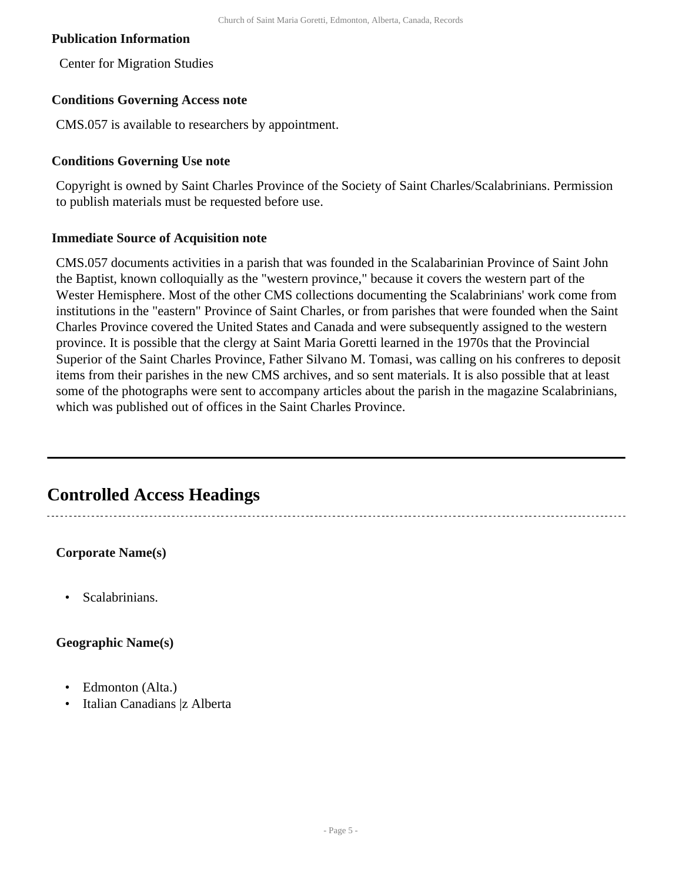**Publication Information**

Center for Migration Studies

**Conditions Governing Access note**

CMS.057 is available to researchers by appointment.

**Conditions Governing Use note**

Copyright is owned by Saint Charles Province of the Society of Saint Charles/Scalabrinians. Permission to publish materials must be requested before use.

**Immediate Source of Acquisition note**

CMS.057 documents activities in a parish that was founded in the Scalabarinian Province of Saint John the Baptist, known colloquially as the "western province," because it covers the western part of the Wester Hemisphere. Most of the other CMS collections documenting the Scalabrinians' work come from institutions in the "eastern" Province of Saint Charles, or from parishes that were founded when the Saint Charles Province covered the United States and Canada and were subsequently assigned to the western province. It is possible that the clergy at Saint Maria Goretti learned in the 1970s that the Provincial Superior of the Saint Charles Province, Father Silvano M. Tomasi, was calling on his confreres to deposit items from their parishes in the new CMS archives, and so sent materials. It is also possible that at least some of the photographs were sent to accompany articles about the parish in the magazine Scalabrinians, which was published out of offices in the Saint Charles Province.

---

## Controlled Access Headings

**Corporate Name(s)**

- Scalabrinians.

**Geographic Name(s)**

- Edmonton (Alta.)
- Italian Canadians |z Alberta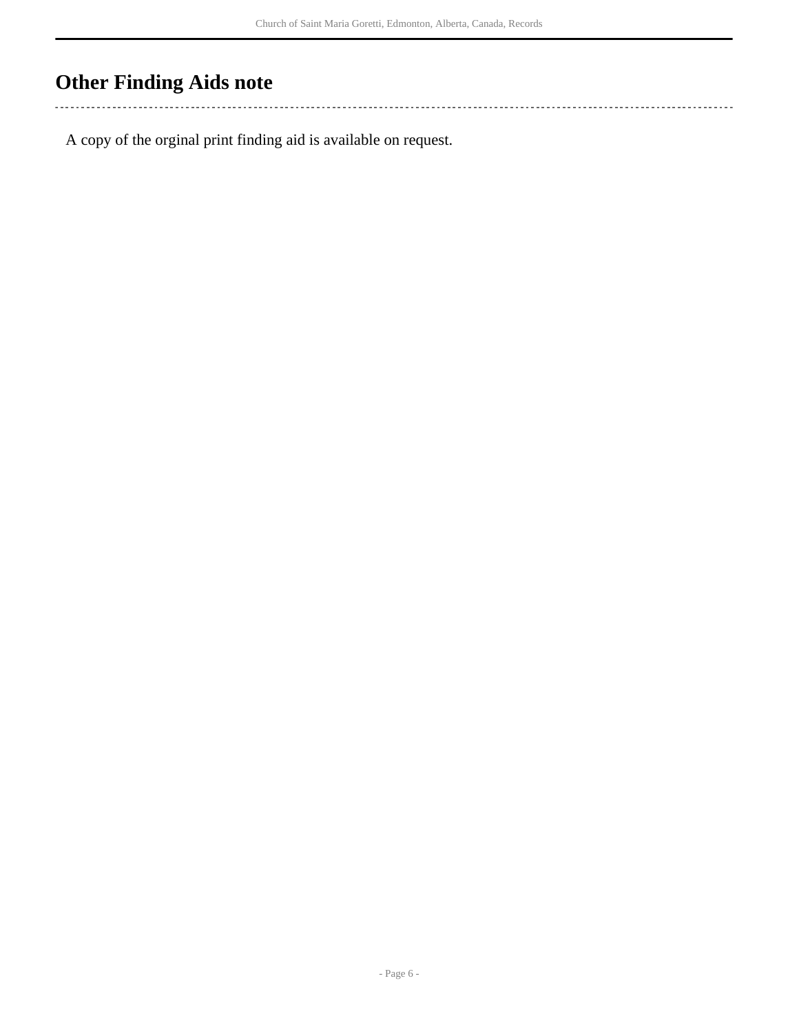## Other Finding Aids note

A copy of the orginal print finding aid is available on request.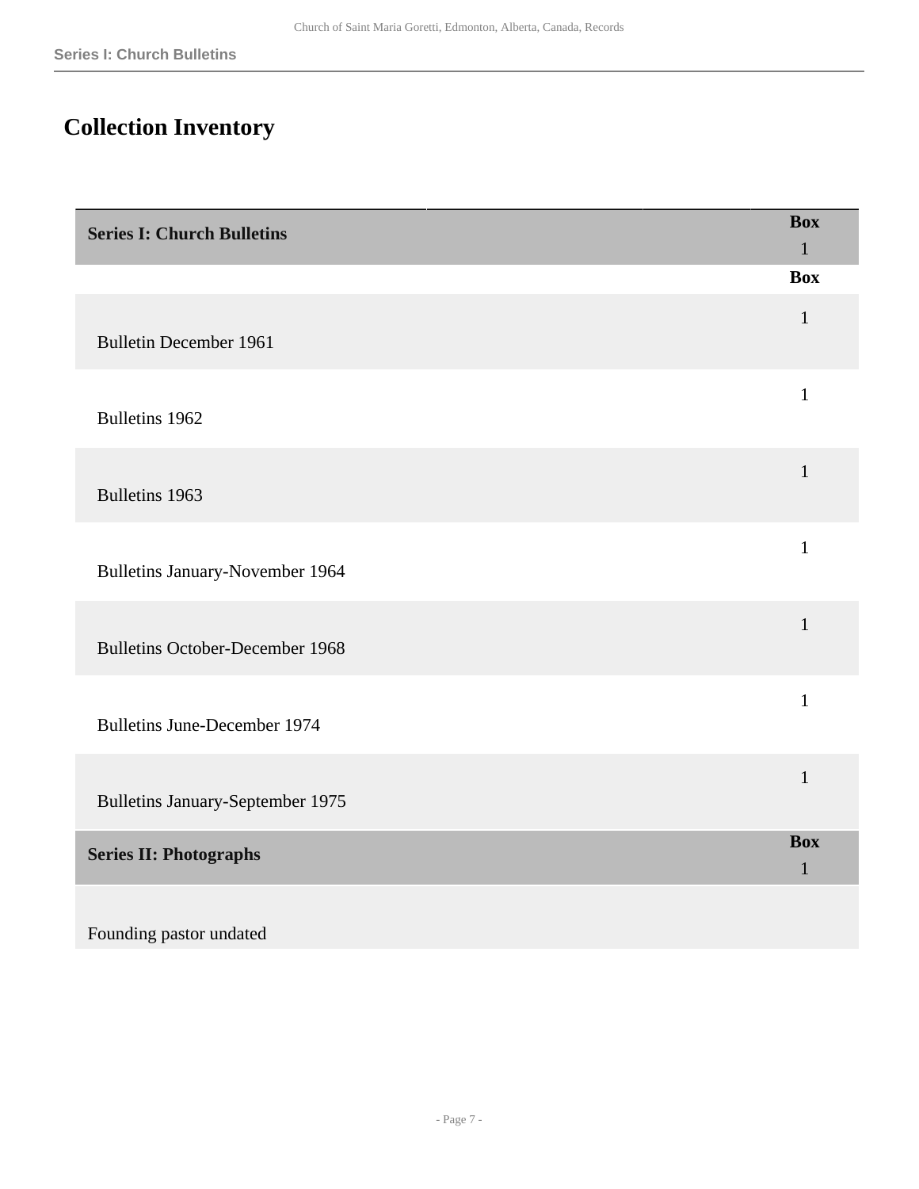## Collection Inventory

| Series I: Church Bulletins | Box 1 |
|---|---|
| | Box |
| Bulletin December 1961 | 1 |
| Bulletins 1962 | 1 |
| Bulletins 1963 | 1 |
| Bulletins January-November 1964 | 1 |
| Bulletins October-December 1968 | 1 |
| Bulletins June-December 1974 | 1 |
| Bulletins January-September 1975 | 1 |
| **Series II: Photographs** | **Box** 1 |
| Founding pastor undated | |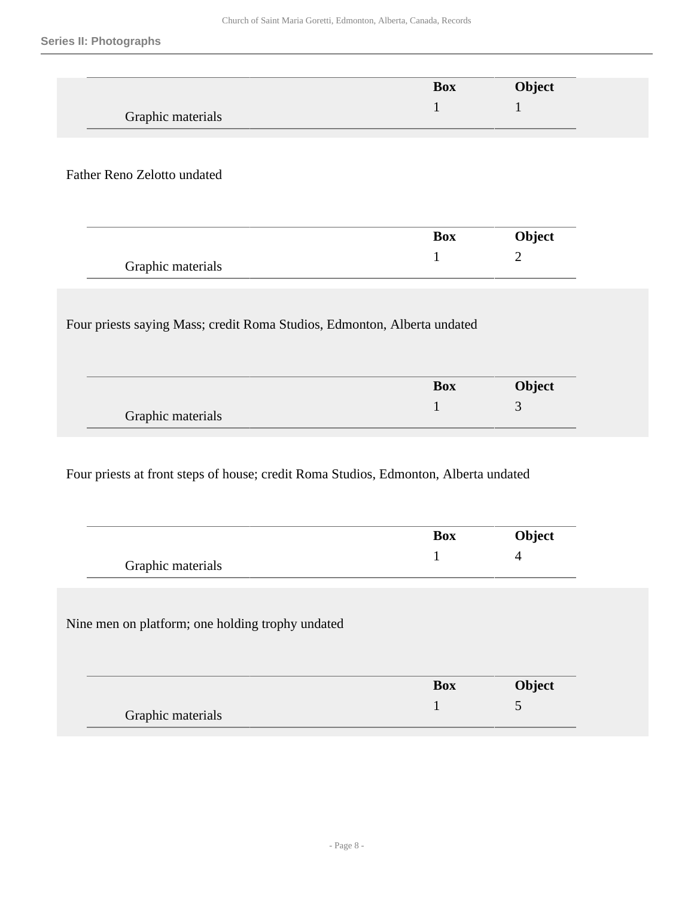|  | Box | Object |
|---|---|---|
| Graphic materials | 1 | 1 |

Father Reno Zelotto undated

|  | Box | Object |
|---|---|---|
| Graphic materials | 1 | 2 |

Four priests saying Mass; credit Roma Studios, Edmonton, Alberta undated

|  | Box | Object |
|---|---|---|
| Graphic materials | 1 | 3 |

Four priests at front steps of house; credit Roma Studios, Edmonton, Alberta undated

|  | Box | Object |
|---|---|---|
| Graphic materials | 1 | 4 |

Nine men on platform; one holding trophy undated

|  | Box | Object |
|---|---|---|
| Graphic materials | 1 | 5 |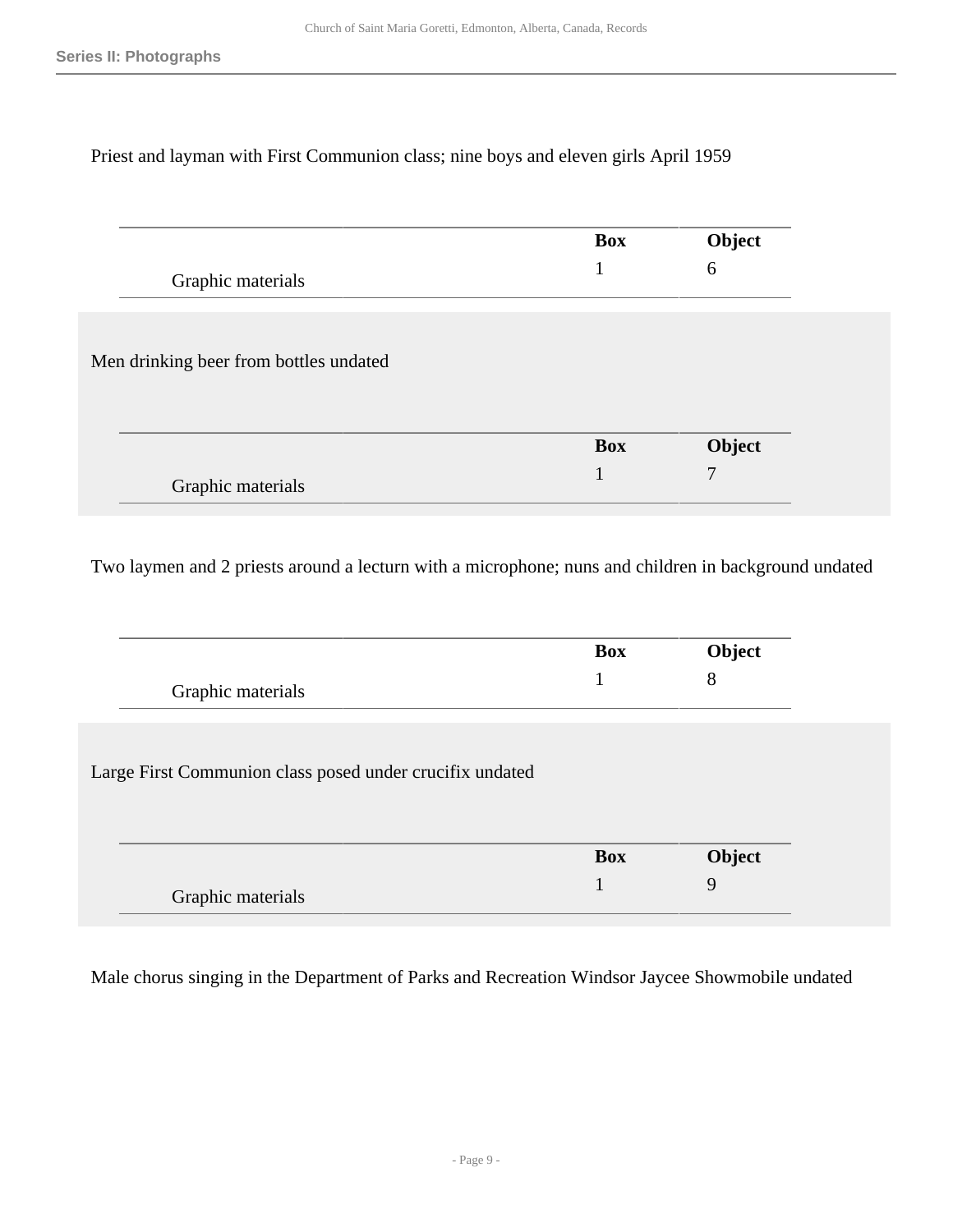Priest and layman with First Communion class; nine boys and eleven girls April 1959

| | Box | Object |
|---|---|---|
| Graphic materials | 1 | 6 |

Men drinking beer from bottles undated

| | Box | Object |
|---|---|---|
| Graphic materials | 1 | 7 |

Two laymen and 2 priests around a lecturn with a microphone; nuns and children in background undated

| | Box | Object |
|---|---|---|
| Graphic materials | 1 | 8 |

Large First Communion class posed under crucifix undated

| | Box | Object |
|---|---|---|
| Graphic materials | 1 | 9 |

Male chorus singing in the Department of Parks and Recreation Windsor Jaycee Showmobile undated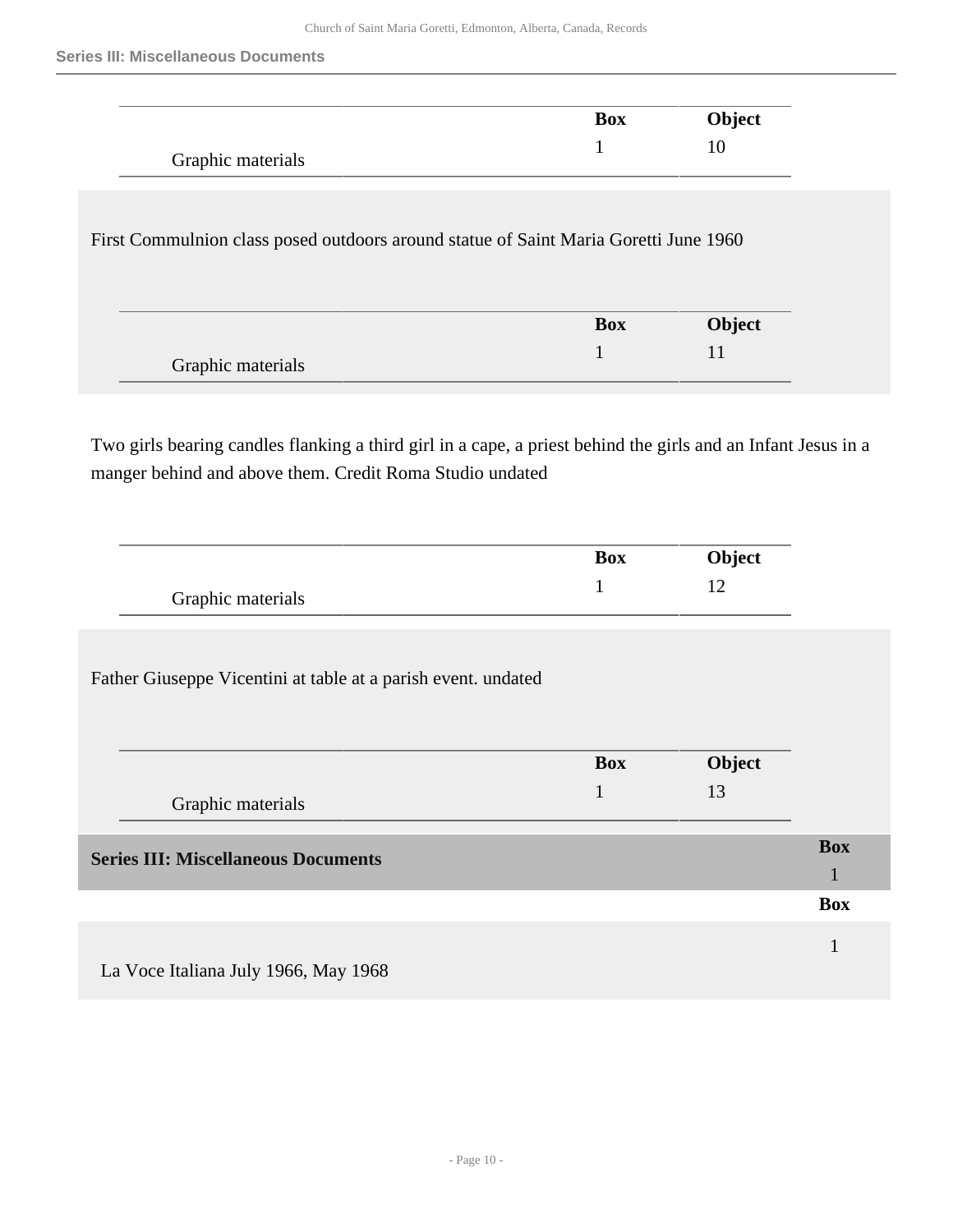| | Box | Object |
|---|---|---|
| Graphic materials | 1 | 10 |

First Commulnion class posed outdoors around statue of Saint Maria Goretti June 1960

| | Box | Object |
|---|---|---|
| Graphic materials | 1 | 11 |

Two girls bearing candles flanking a third girl in a cape, a priest behind the girls and an Infant Jesus in a manger behind and above them. Credit Roma Studio undated

| | Box | Object |
|---|---|---|
| Graphic materials | 1 | 12 |

Father Giuseppe Vicentini at table at a parish event. undated

| | Box | Object |
|---|---|---|
| Graphic materials | 1 | 13 |

## Series III: Miscellaneous Documents

| | Box |
|---|---|
| **Series III: Miscellaneous Documents** | 1 |

| | Box |
|---|---|
| La Voce Italiana July 1966, May 1968 | 1 |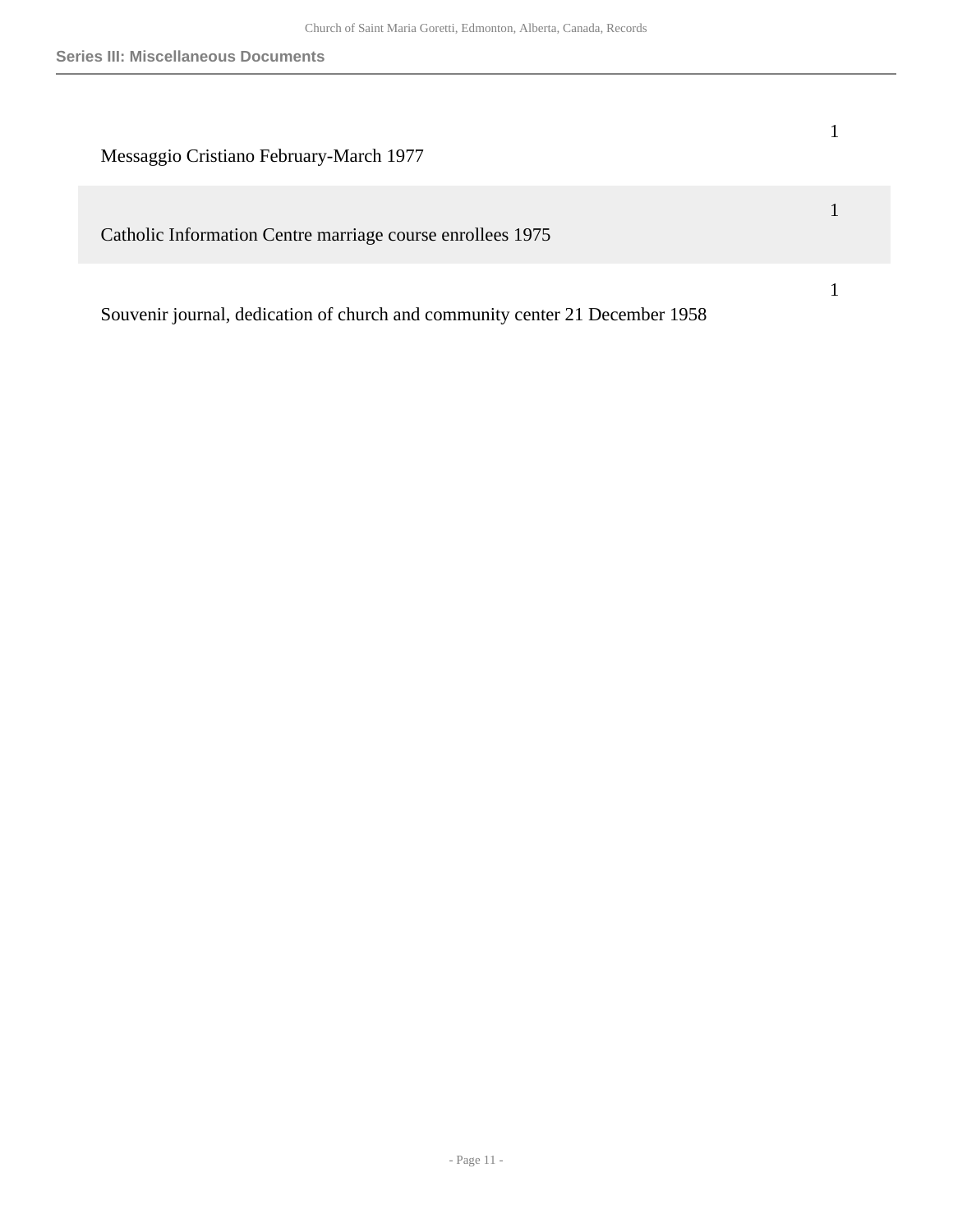## Series III: Miscellaneous Documents

| | |
|---|---|
| Messaggio Cristiano February-March 1977 | 1 |
| Catholic Information Centre marriage course enrollees 1975 | 1 |
| Souvenir journal, dedication of church and community center 21 December 1958 | 1 |